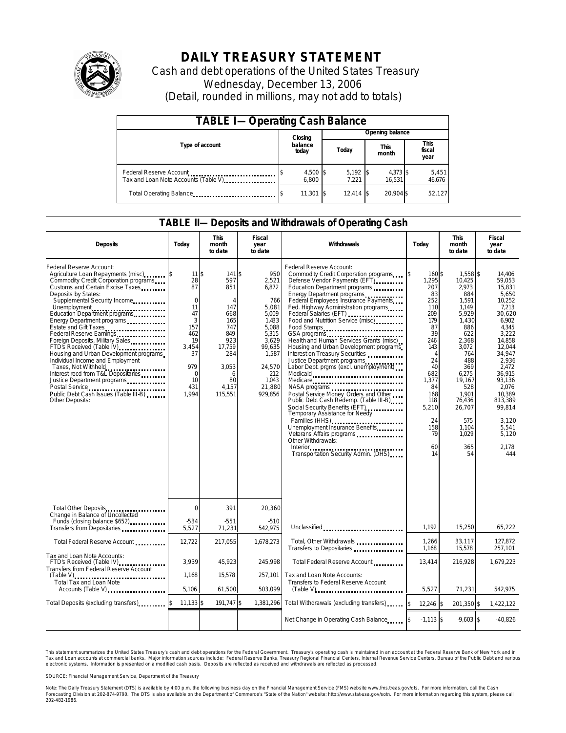# DAILY TREASURY STATEMENT

Cash and debt operations of the United States Treasury

Wednesday, December 13, 2006

(Detail, rounded in millions, may not add to totals)

## TABLE I—Operating Cash Balance

| Type of account | Closing balance today | Opening balance Today | Opening balance This month | Opening balance This fiscal year |
|---|---|---|---|---|
| Federal Reserve Account | $ 4,500 | $ 5,192 | $ 4,373 | $ 5,451 |
| Tax and Loan Note Accounts (Table V) | 6,800 | 7,221 | 16,531 | 46,676 |
| Total Operating Balance | $ 11,301 | $ 12,414 | $ 20,904 | $ 52,127 |

## TABLE II—Deposits and Withdrawals of Operating Cash

| Deposits | Today | This month to date | Fiscal year to date | Withdrawals | Today | This month to date | Fiscal year to date |
|---|---|---|---|---|---|---|---|
| Federal Reserve Account: | | | | Federal Reserve Account: | | | |
| Agriculture Loan Repayments (misc) | $ 11 | $ 141 | $ 950 | Commodity Credit Corporation programs | $ 160 | $ 1,558 | $ 14,406 |
| Commodity Credit Corporation programs | 28 | 597 | 2,521 | Defense Vendor Payments (EFT) | 1,295 | 10,425 | 59,053 |
| Customs and Certain Excise Taxes | 87 | 851 | 6,872 | Education Department programs | 207 | 2,973 | 15,831 |
| Deposits by States: | | | | Energy Department programs | 83 | 884 | 5,650 |
| Supplemental Security Income | 0 | 4 | 766 | Federal Employees Insurance Payments | 252 | 1,591 | 10,252 |
| Unemployment | 11 | 147 | 5,081 | Fed. Highway Administration programs | 110 | 1,149 | 7,213 |
| Education Department programs | 47 | 668 | 5,009 | Federal Salaries (EFT) | 209 | 5,929 | 30,620 |
| Energy Department programs | 3 | 165 | 1,433 | Food and Nutrition Service (misc) | 179 | 1,430 | 6,902 |
| Estate and Gift Taxes | 157 | 747 | 5,088 | Food Stamps | 87 | 886 | 4,345 |
| Federal Reserve Earnings | 462 | 849 | 5,315 | GSA programs | 39 | 622 | 3,222 |
| Foreign Deposits, Military Sales | 19 | 923 | 3,629 | Health and Human Services Grants (misc) | 246 | 2,368 | 14,858 |
| FTD's Received (Table IV) | 3,454 | 17,759 | 99,635 | Housing and Urban Development programs | 143 | 3,072 | 12,044 |
| Housing and Urban Development programs | 37 | 284 | 1,587 | Interest on Treasury Securities | 4 | 764 | 34,947 |
| Individual Income and Employment Taxes, Not Withheld | 979 | 3,053 | 24,570 | Justice Department programs | 24 | 488 | 2,936 |
| Interest recd from T&L Depositaries | 0 | 6 | 212 | Labor Dept. prgms (excl. unemployment) | 40 | 369 | 2,472 |
| Justice Department programs | 10 | 80 | 1,043 | Medicaid | 682 | 6,275 | 36,915 |
| Postal Service | 431 | 4,157 | 21,880 | Medicare | 1,377 | 19,167 | 93,136 |
| Public Debt Cash Issues (Table III-B) | 1,994 | 115,551 | 929,856 | NASA programs | 84 | 528 | 2,076 |
| Other Deposits: | | | | Postal Service Money Orders and Other | 168 | 1,901 | 10,389 |
| | | | | Public Debt Cash Redemp. (Table III-B) | 118 | 76,436 | 813,389 |
| | | | | Social Security Benefits (EFT) | 5,210 | 26,707 | 99,814 |
| | | | | Temporary Assistance for Needy Families (HHS) | 24 | 575 | 3,120 |
| | | | | Unemployment Insurance Benefits | 158 | 1,104 | 5,541 |
| | | | | Veterans Affairs programs | 79 | 1,029 | 5,120 |
| | | | | Other Withdrawals: | | | |
| | | | | Interior | 60 | 365 | 2,178 |
| | | | | Transportation Security Admin. (DHS) | 14 | 54 | 444 |
| Total Other Deposits | 0 | 391 | 20,360 | | | | |
| Change in Balance of Uncollected Funds (closing balance $652) | -534 | -551 | -510 | | | | |
| Transfers from Depositaries | 5,527 | 71,231 | 542,975 | Unclassified | 1,192 | 15,250 | 65,222 |
| Total Federal Reserve Account | 12,722 | 217,055 | 1,678,273 | Total, Other Withdrawals | 1,266 | 33,117 | 127,872 |
| | | | | Transfers to Depositaries | 1,168 | 15,578 | 257,101 |
| Tax and Loan Note Accounts: | | | | | | | |
| FTD's Received (Table IV) | 3,939 | 45,923 | 245,998 | Total Federal Reserve Account | 13,414 | 216,928 | 1,679,223 |
| Transfers from Federal Reserve Account (Table V) | 1,168 | 15,578 | 257,101 | Tax and Loan Note Accounts: Transfers to Federal Reserve Account | | | |
| Total Tax and Loan Note Accounts (Table V) | 5,106 | 61,500 | 503,099 | (Table V) | 5,527 | 71,231 | 542,975 |
| Total Deposits (excluding transfers) | $ 11,133 | $ 191,747 | $ 1,381,296 | Total Withdrawals (excluding transfers) | $ 12,246 | $ 201,350 | $ 1,422,122 |
| | | | | Net Change in Operating Cash Balance | $ -1,113 | $ -9,603 | $ -40,826 |

This statement summarizes the United States Treasury's cash and debt operations for the Federal Government. Treasury's operating cash is maintained in an account at the Federal Reserve Bank of New York and in Tax and Loan accounts at commercial banks. Major information sources include: Federal Reserve Banks, Treasury Regional Financial Centers, Internal Revenue Service Centers, Bureau of the Public Debt and various electronic systems. Information is presented on a modified cash basis. Deposits are reflected as received and withdrawals are reflected as processed.

SOURCE: Financial Management Service, Department of the Treasury

Note: The Daily Treasury Statement (DTS) is available by 4:00 p.m. the following business day on the Financial Management Service (FMS) website www.fms.treas.gov/dts. For more information, call the Cash Forecasting Division at 202-874-9790. The DTS is also available on the Department of Commerce's "State of the Nation" website: http://www.stat-usa.gov/sotn. For more information regarding this system, please call 202-482-1986.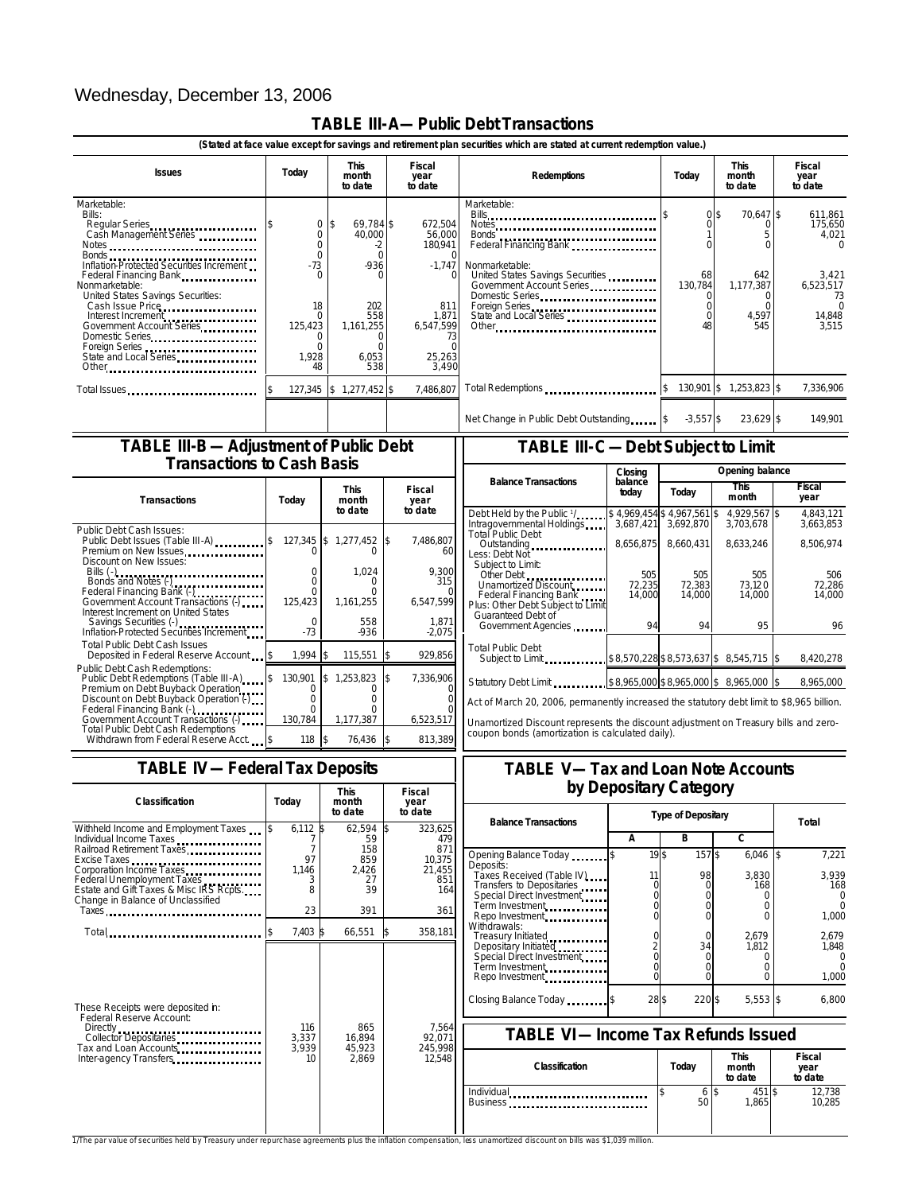Wednesday, December 13, 2006

## TABLE III-A — Public Debt Transactions

(Stated at face value except for savings and retirement plan securities which are stated at current redemption value.)

| Issues | Today | This month to date | Fiscal year to date | Redemptions | Today | This month to date | Fiscal year to date |
|---|---|---|---|---|---|---|---|
| Marketable: | | | | Marketable: | | | |
| Bills: | | | | Bills | $ 0 | $ 70,647 | $ 611,861 |
| Regular Series | $ 0 | $ 69,784 | $ 672,504 | Notes | 0 | 0 | 175,650 |
| Cash Management Series | 0 | 40,000 | 56,000 | Bonds | 1 | 5 | 4,021 |
| Notes | 0 | -2 | 180,941 | Federal Financing Bank | 0 | 0 | 0 |
| Bonds | 0 | 0 | 0 | | | | |
| Inflation-Protected Securities Increment | -73 | -936 | -1,747 | Nonmarketable: | | | |
| Federal Financing Bank | 0 | 0 | 0 | United States Savings Securities | 68 | 642 | 3,421 |
| Nonmarketable: | | | | Government Account Series | 130,784 | 1,177,387 | 6,523,517 |
| United States Savings Securities: | | | | Domestic Series | 0 | 0 | 73 |
| Cash Issue Price | 18 | 202 | 811 | Foreign Series | 0 | 0 | 0 |
| Interest Increment | 0 | 558 | 1,871 | State and Local Series | 0 | 4,597 | 14,848 |
| Government Account Series | 125,423 | 1,161,255 | 6,547,599 | Other | 48 | 545 | 3,515 |
| Domestic Series | 0 | 0 | 73 | | | | |
| Foreign Series | 0 | 0 | 0 | | | | |
| State and Local Series | 1,928 | 6,053 | 25,263 | | | | |
| Other | 48 | 538 | 3,490 | | | | |
| Total Issues | $ 127,345 | $ 1,277,452 | $ 7,486,807 | Total Redemptions | $ 130,901 | $ 1,253,823 | $ 7,336,906 |
| | | | | Net Change in Public Debt Outstanding | $ -3,557 | $ 23,629 | $ 149,901 |

## TABLE III-B — Adjustment of Public Debt Transactions to Cash Basis

| Transactions | Today | This month to date | Fiscal year to date |
|---|---|---|---|
| Public Debt Cash Issues: | | | |
| Public Debt Issues (Table III-A) | $ 127,345 | $ 1,277,452 | $ 7,486,807 |
| Premium on New Issues | 0 | 0 | 60 |
| Discount on New Issues: | | | |
| Bills (-) | 0 | 1,024 | 9,300 |
| Bonds and Notes (-) | 0 | 0 | 315 |
| Federal Financing Bank (-) | 0 | 0 | 0 |
| Government Account Transactions (-) | 125,423 | 1,161,255 | 6,547,599 |
| Interest Increment on United States Savings Securities (-) | 0 | 558 | 1,871 |
| Inflation-Protected Securities Increment | -73 | -936 | -2,075 |
| Total Public Debt Cash Issues Deposited in Federal Reserve Account | $ 1,994 | $ 115,551 | $ 929,856 |
| Public Debt Cash Redemptions: | | | |
| Public Debt Redemptions (Table III-A) | $ 130,901 | $ 1,253,823 | $ 7,336,906 |
| Premium on Debt Buyback Operation | 0 | 0 | 0 |
| Discount on Debt Buyback Operation (-) | 0 | 0 | 0 |
| Federal Financing Bank (-) | 0 | 0 | 0 |
| Government Account Transactions (-) | 130,784 | 1,177,387 | 6,523,517 |
| Total Public Debt Cash Redemptions Withdrawn from Federal Reserve Acct. | $ 118 | $ 76,436 | $ 813,389 |

## TABLE III-C — Debt Subject to Limit

| Balance Transactions | Closing balance today | Opening balance Today | Opening balance This month | Opening balance Fiscal year |
|---|---|---|---|---|
| Debt Held by the Public 1/ | $ 4,969,454 | $ 4,967,561 | $ 4,929,567 | $ 4,843,121 |
| Intragovernmental Holdings | 3,687,421 | 3,692,870 | 3,703,678 | 3,663,853 |
| Total Public Debt Outstanding | 8,656,875 | 8,660,431 | 8,633,246 | 8,506,974 |
| Less: Debt Not Subject to Limit: | | | | |
| Other Debt | 505 | 505 | 505 | 506 |
| Unamortized Discount | 72,235 | 72,383 | 73,120 | 72,286 |
| Federal Financing Bank | 14,000 | 14,000 | 14,000 | 14,000 |
| Plus: Other Debt Subject to Limit | | | | |
| Guaranteed Debt of Government Agencies | 94 | 94 | 95 | 96 |
| Total Public Debt Subject to Limit | $ 8,570,228 | $ 8,573,637 | $ 8,545,715 | $ 8,420,278 |
| Statutory Debt Limit | $ 8,965,000 | $ 8,965,000 | $ 8,965,000 | $ 8,965,000 |

Act of March 20, 2006, permanently increased the statutory debt limit to $8,965 billion.

Unamortized Discount represents the discount adjustment on Treasury bills and zero-coupon bonds (amortization is calculated daily).

## TABLE IV — Federal Tax Deposits

| Classification | Today | This month to date | Fiscal year to date |
|---|---|---|---|
| Withheld Income and Employment Taxes | $ 6,112 | $ 62,594 | $ 323,625 |
| Individual Income Taxes | 7 | 59 | 479 |
| Railroad Retirement Taxes | 7 | 158 | 871 |
| Excise Taxes | 97 | 859 | 10,375 |
| Corporation Income Taxes | 1,146 | 2,426 | 21,455 |
| Federal Unemployment Taxes | 3 | 27 | 851 |
| Estate and Gift Taxes & Misc IRS Rcpts. | 8 | 39 | 164 |
| Change in Balance of Unclassified Taxes | 23 | 391 | 361 |
| Total | $ 7,403 | $ 66,551 | $ 358,181 |
| These Receipts were deposited in: | | | |
| Federal Reserve Account: | | | |
| Directly | 116 | 865 | 7,564 |
| Collector Depositaries | 3,337 | 16,894 | 92,071 |
| Tax and Loan Accounts | 3,939 | 45,923 | 245,998 |
| Inter-agency Transfers | 10 | 2,869 | 12,548 |

## TABLE V — Tax and Loan Note Accounts by Depositary Category

| Balance Transactions | Type of Depositary A | Type of Depositary B | Type of Depositary C | Total |
|---|---|---|---|---|
| Opening Balance Today | $ 19 | $ 157 | $ 6,046 | $ 7,221 |
| Deposits: | | | | |
| Taxes Received (Table IV) | 11 | 98 | 3,830 | 3,939 |
| Transfers to Depositaries | 0 | 0 | 168 | 168 |
| Special Direct Investment | 0 | 0 | 0 | 0 |
| Term Investment | 0 | 0 | 0 | 0 |
| Repo Investment | 0 | 0 | 0 | 1,000 |
| Withdrawals: | | | | |
| Treasury Initiated | 0 | 0 | 2,679 | 2,679 |
| Depositary Initiated | 2 | 34 | 1,812 | 1,848 |
| Special Direct Investment | 0 | 0 | 0 | 0 |
| Term Investment | 0 | 0 | 0 | 0 |
| Repo Investment | 0 | 0 | 0 | 1,000 |
| Closing Balance Today | $ 28 | $ 220 | $ 5,553 | $ 6,800 |

## TABLE VI — Income Tax Refunds Issued

| Classification | Today | This month to date | Fiscal year to date |
|---|---|---|---|
| Individual | $ 6 | $ 451 | $ 12,738 |
| Business | 50 | 1,865 | 10,285 |

1/The par value of securities held by Treasury under repurchase agreements plus the inflation compensation, less unamortized discount on bills was $1,039 million.